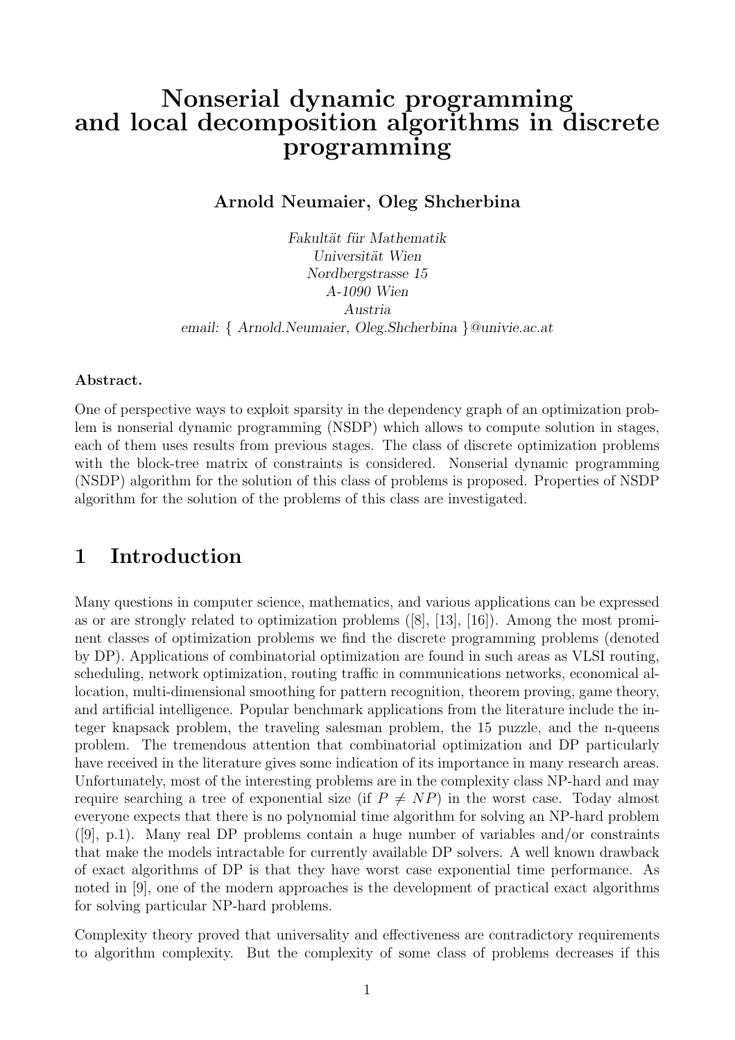# Nonserial dynamic programming and local decomposition algorithms in discrete programming

**Arnold Neumaier, Oleg Shcherbina**

*Fakultät für Mathematik*
*Universität Wien*
*Nordbergstrasse 15*
*A-1090 Wien*
*Austria*
*email: { Arnold.Neumaier, Oleg.Shcherbina }@univie.ac.at*

**Abstract.**

One of perspective ways to exploit sparsity in the dependency graph of an optimization problem is nonserial dynamic programming (NSDP) which allows to compute solution in stages, each of them uses results from previous stages. The class of discrete optimization problems with the block-tree matrix of constraints is considered. Nonserial dynamic programming (NSDP) algorithm for the solution of this class of problems is proposed. Properties of NSDP algorithm for the solution of the problems of this class are investigated.

## 1 Introduction

Many questions in computer science, mathematics, and various applications can be expressed as or are strongly related to optimization problems ([8], [13], [16]). Among the most prominent classes of optimization problems we find the discrete programming problems (denoted by DP). Applications of combinatorial optimization are found in such areas as VLSI routing, scheduling, network optimization, routing traffic in communications networks, economical allocation, multi-dimensional smoothing for pattern recognition, theorem proving, game theory, and artificial intelligence. Popular benchmark applications from the literature include the integer knapsack problem, the traveling salesman problem, the 15 puzzle, and the n-queens problem. The tremendous attention that combinatorial optimization and DP particularly have received in the literature gives some indication of its importance in many research areas. Unfortunately, most of the interesting problems are in the complexity class NP-hard and may require searching a tree of exponential size (if $P \neq NP$) in the worst case. Today almost everyone expects that there is no polynomial time algorithm for solving an NP-hard problem ([9], p.1). Many real DP problems contain a huge number of variables and/or constraints that make the models intractable for currently available DP solvers. A well known drawback of exact algorithms of DP is that they have worst case exponential time performance. As noted in [9], one of the modern approaches is the development of practical exact algorithms for solving particular NP-hard problems.

Complexity theory proved that universality and effectiveness are contradictory requirements to algorithm complexity. But the complexity of some class of problems decreases if this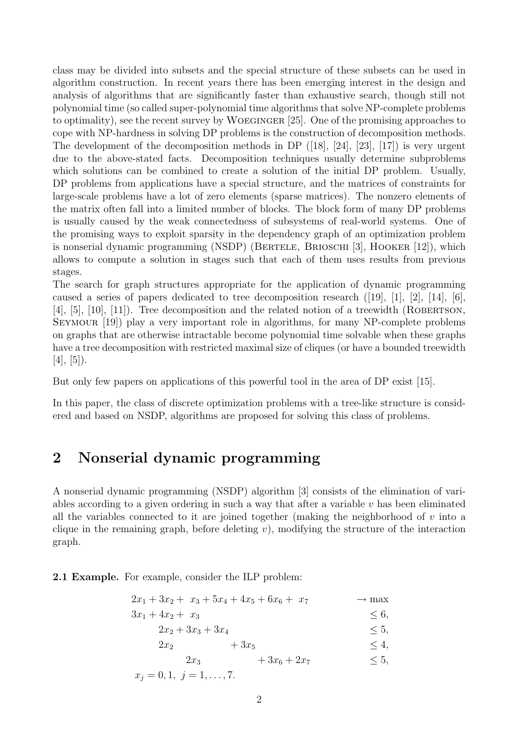class may be divided into subsets and the special structure of these subsets can be used in algorithm construction. In recent years there has been emerging interest in the design and analysis of algorithms that are significantly faster than exhaustive search, though still not polynomial time (so called super-polynomial time algorithms that solve NP-complete problems to optimality), see the recent survey by Woeginger [25]. One of the promising approaches to cope with NP-hardness in solving DP problems is the construction of decomposition methods. The development of the decomposition methods in DP ([18], [24], [23], [17]) is very urgent due to the above-stated facts. Decomposition techniques usually determine subproblems which solutions can be combined to create a solution of the initial DP problem. Usually, DP problems from applications have a special structure, and the matrices of constraints for large-scale problems have a lot of zero elements (sparse matrices). The nonzero elements of the matrix often fall into a limited number of blocks. The block form of many DP problems is usually caused by the weak connectedness of subsystems of real-world systems. One of the promising ways to exploit sparsity in the dependency graph of an optimization problem is nonserial dynamic programming (NSDP) (Bertele, Brioschi [3], Hooker [12]), which allows to compute a solution in stages such that each of them uses results from previous stages.

The search for graph structures appropriate for the application of dynamic programming caused a series of papers dedicated to tree decomposition research ([19], [1], [2], [14], [6], [4], [5], [10], [11]). Tree decomposition and the related notion of a treewidth (Robertson, Seymour [19]) play a very important role in algorithms, for many NP-complete problems on graphs that are otherwise intractable become polynomial time solvable when these graphs have a tree decomposition with restricted maximal size of cliques (or have a bounded treewidth [4], [5]).

But only few papers on applications of this powerful tool in the area of DP exist [15].

In this paper, the class of discrete optimization problems with a tree-like structure is considered and based on NSDP, algorithms are proposed for solving this class of problems.

## 2 Nonserial dynamic programming

A nonserial dynamic programming (NSDP) algorithm [3] consists of the elimination of variables according to a given ordering in such a way that after a variable $v$ has been eliminated all the variables connected to it are joined together (making the neighborhood of $v$ into a clique in the remaining graph, before deleting $v$), modifying the structure of the interaction graph.

**2.1 Example.** For example, consider the ILP problem:

$$
\begin{aligned}
&2x_1 + 3x_2 + x_3 + 5x_4 + 4x_5 + 6x_6 + x_7 && \to \max \\
&3x_1 + 4x_2 + x_3 && \le 6, \\
&\quad\ 2x_2 + 3x_3 + 3x_4 && \le 5, \\
&\quad\ 2x_2 + 3x_5 && \le 4, \\
&\qquad\ 2x_3 + 3x_6 + 2x_7 && \le 5, \\
&x_j = 0, 1,\ j = 1, \ldots, 7.
\end{aligned}
$$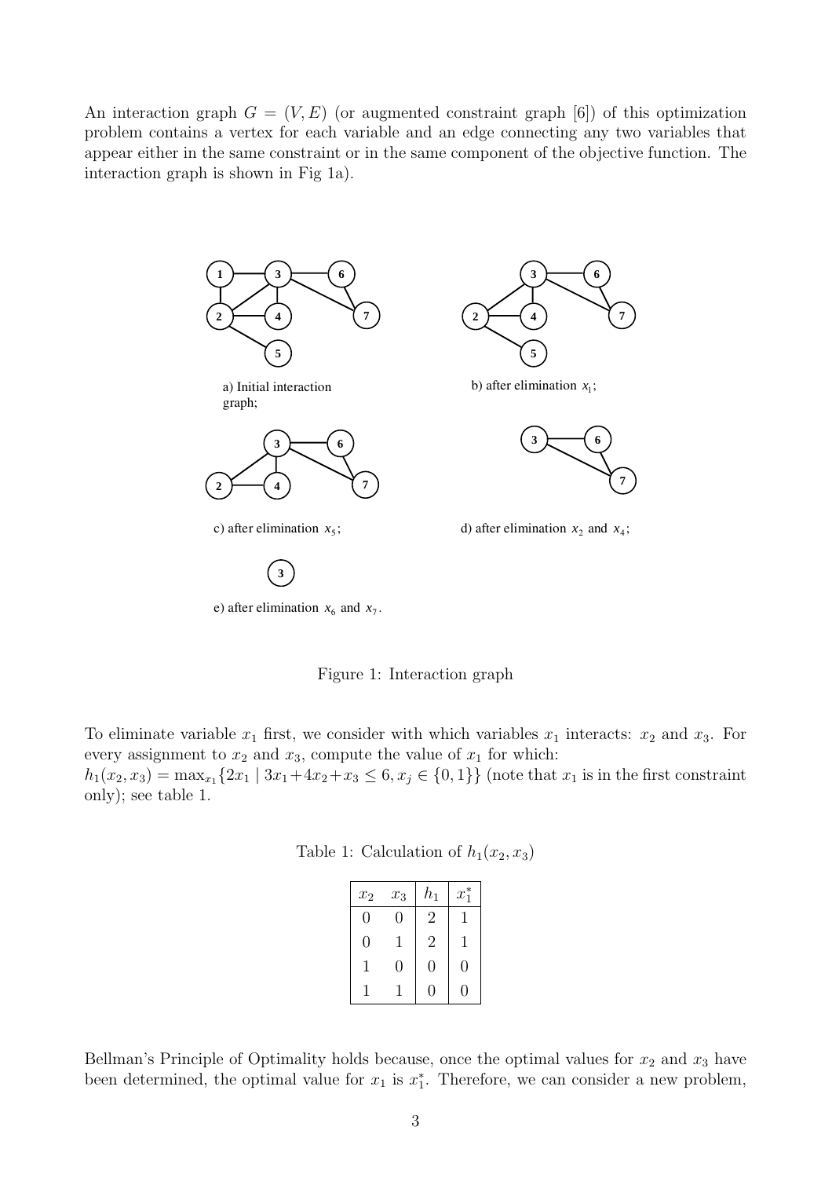An interaction graph $G = (V, E)$ (or augmented constraint graph [6]) of this optimization problem contains a vertex for each variable and an edge connecting any two variables that appear either in the same constraint or in the same component of the objective function. The interaction graph is shown in Fig 1a).

a) Initial interaction graph;

b) after elimination $x_1$;

c) after elimination $x_5$;

d) after elimination $x_2$ and $x_4$;

e) after elimination $x_6$ and $x_7$.

Figure 1: Interaction graph

To eliminate variable $x_1$ first, we consider with which variables $x_1$ interacts: $x_2$ and $x_3$. For every assignment to $x_2$ and $x_3$, compute the value of $x_1$ for which:
$h_1(x_2, x_3) = \max_{x_1}\{2x_1 \mid 3x_1 + 4x_2 + x_3 \leq 6, x_j \in \{0, 1\}\}$ (note that $x_1$ is in the first constraint only); see table 1.

Table 1: Calculation of $h_1(x_2, x_3)$

| $x_2$ | $x_3$ | $h_1$ | $x_1^*$ |
|---|---|---|---|
| 0 | 0 | 2 | 1 |
| 0 | 1 | 2 | 1 |
| 1 | 0 | 0 | 0 |
| 1 | 1 | 0 | 0 |

Bellman's Principle of Optimality holds because, once the optimal values for $x_2$ and $x_3$ have been determined, the optimal value for $x_1$ is $x_1^*$. Therefore, we can consider a new problem,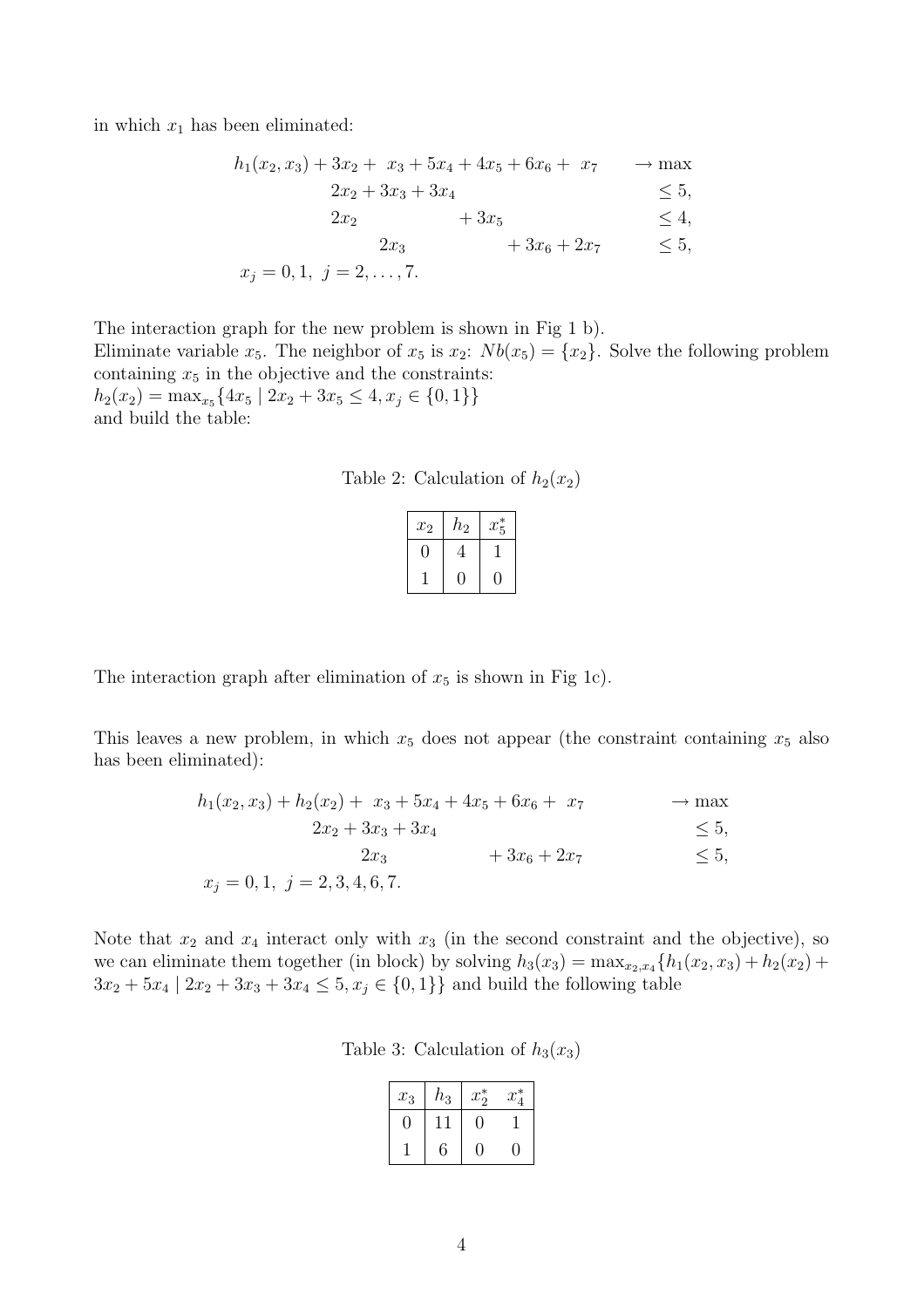in which $x_1$ has been eliminated:

$$
\begin{array}{llr}
h_1(x_2, x_3) + 3x_2 + \ x_3 + 5x_4 + 4x_5 + 6x_6 + \ x_7 & & \rightarrow \max \\
\qquad 2x_2 + 3x_3 + 3x_4 & & \leq 5, \\
\qquad 2x_2 \qquad\qquad\quad + 3x_5 & & \leq 4, \\
\qquad\quad 2x_3 \qquad\qquad\qquad + 3x_6 + 2x_7 & & \leq 5, \\
x_j = 0, 1, \ j = 2, \ldots, 7. & &
\end{array}
$$

The interaction graph for the new problem is shown in Fig 1 b).
Eliminate variable $x_5$. The neighbor of $x_5$ is $x_2$: $Nb(x_5) = \{x_2\}$. Solve the following problem containing $x_5$ in the objective and the constraints:
$h_2(x_2) = \max_{x_5}\{4x_5 \mid 2x_2 + 3x_5 \leq 4, x_j \in \{0, 1\}\}$
and build the table:

Table 2: Calculation of $h_2(x_2)$

| $x_2$ | $h_2$ | $x_5^*$ |
|---|---|---|
| 0 | 4 | 1 |
| 1 | 0 | 0 |

The interaction graph after elimination of $x_5$ is shown in Fig 1c).

This leaves a new problem, in which $x_5$ does not appear (the constraint containing $x_5$ also has been eliminated):

$$
\begin{array}{llr}
h_1(x_2, x_3) + h_2(x_2) + \ x_3 + 5x_4 + 4x_5 + 6x_6 + \ x_7 & & \rightarrow \max \\
\qquad 2x_2 + 3x_3 + 3x_4 & & \leq 5, \\
\qquad\qquad 2x_3 \qquad\qquad\quad + 3x_6 + 2x_7 & & \leq 5, \\
x_j = 0, 1, \ j = 2, 3, 4, 6, 7. & &
\end{array}
$$

Note that $x_2$ and $x_4$ interact only with $x_3$ (in the second constraint and the objective), so we can eliminate them together (in block) by solving $h_3(x_3) = \max_{x_2, x_4}\{h_1(x_2, x_3) + h_2(x_2) + 3x_2 + 5x_4 \mid 2x_2 + 3x_3 + 3x_4 \leq 5, x_j \in \{0, 1\}\}$ and build the following table

Table 3: Calculation of $h_3(x_3)$

| $x_3$ | $h_3$ | $x_2^*$ | $x_4^*$ |
|---|---|---|---|
| 0 | 11 | 0 | 1 |
| 1 | 6 | 0 | 0 |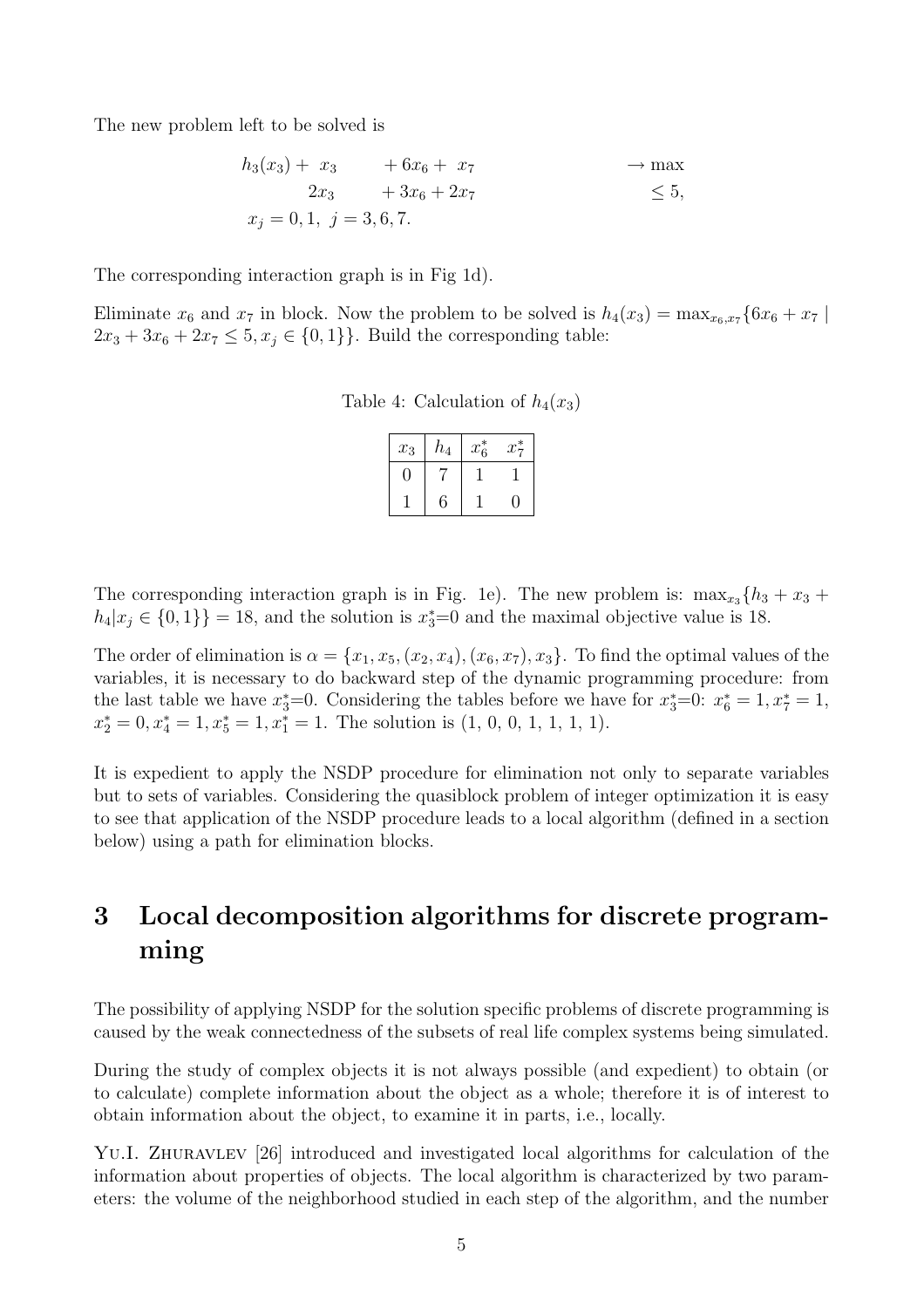The new problem left to be solved is

$$\begin{array}{llll} h_3(x_3) + \ x_3 & +6x_6 + \ x_7 & & \to \max \\ \quad\quad 2x_3 & +3x_6 + 2x_7 & & \leq 5, \\ x_j = 0, 1, \ j = 3, 6, 7. & & & \end{array}$$

The corresponding interaction graph is in Fig 1d).

Eliminate $x_6$ and $x_7$ in block. Now the problem to be solved is $h_4(x_3) = \max_{x_6, x_7}\{6x_6 + x_7 \mid 2x_3 + 3x_6 + 2x_7 \leq 5, x_j \in \{0, 1\}\}$. Build the corresponding table:

Table 4: Calculation of $h_4(x_3)$

| $x_3$ | $h_4$ | $x_6^*$ | $x_7^*$ |
|---|---|---|---|
| 0 | 7 | 1 | 1 |
| 1 | 6 | 1 | 0 |

The corresponding interaction graph is in Fig. 1e). The new problem is: $\max_{x_3}\{h_3 + x_3 + h_4 | x_j \in \{0, 1\}\} = 18$, and the solution is $x_3^*$=0 and the maximal objective value is 18.

The order of elimination is $\alpha = \{x_1, x_5, (x_2, x_4), (x_6, x_7), x_3\}$. To find the optimal values of the variables, it is necessary to do backward step of the dynamic programming procedure: from the last table we have $x_3^*$=0. Considering the tables before we have for $x_3^*$=0: $x_6^* = 1, x_7^* = 1$, $x_2^* = 0, x_4^* = 1, x_5^* = 1, x_1^* = 1$. The solution is (1, 0, 0, 1, 1, 1, 1).

It is expedient to apply the NSDP procedure for elimination not only to separate variables but to sets of variables. Considering the quasiblock problem of integer optimization it is easy to see that application of the NSDP procedure leads to a local algorithm (defined in a section below) using a path for elimination blocks.

# 3 Local decomposition algorithms for discrete programming

The possibility of applying NSDP for the solution specific problems of discrete programming is caused by the weak connectedness of the subsets of real life complex systems being simulated.

During the study of complex objects it is not always possible (and expedient) to obtain (or to calculate) complete information about the object as a whole; therefore it is of interest to obtain information about the object, to examine it in parts, i.e., locally.

Yu.I. Zhuravlev [26] introduced and investigated local algorithms for calculation of the information about properties of objects. The local algorithm is characterized by two parameters: the volume of the neighborhood studied in each step of the algorithm, and the number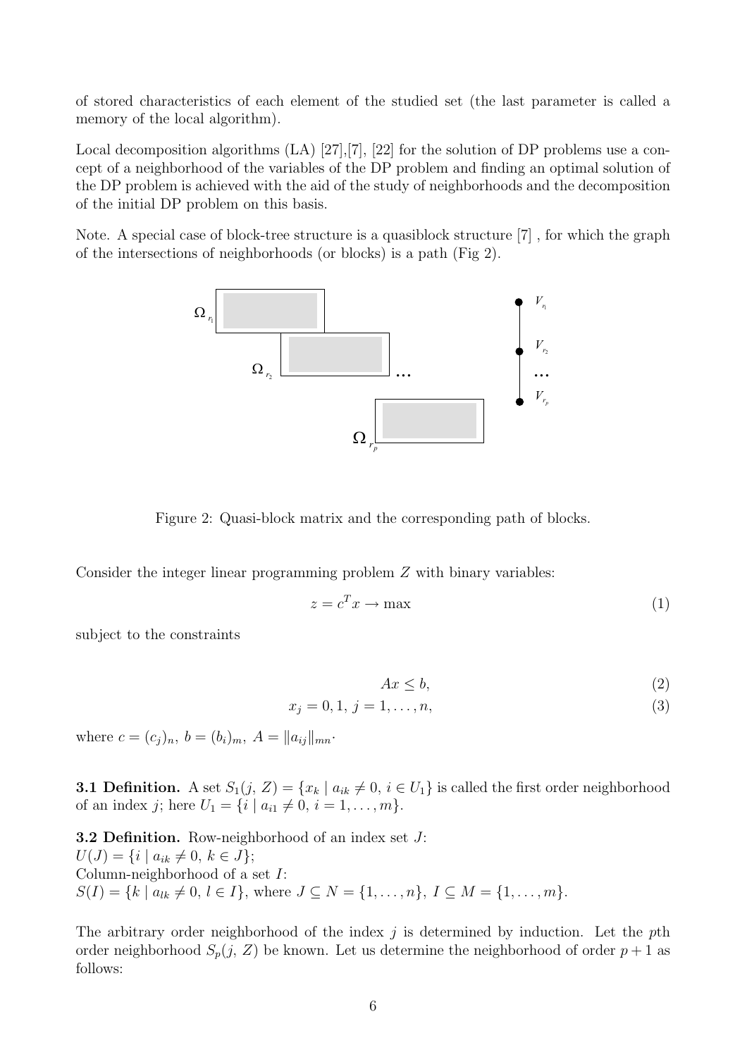of stored characteristics of each element of the studied set (the last parameter is called a memory of the local algorithm).

Local decomposition algorithms (LA) [27],[7], [22] for the solution of DP problems use a concept of a neighborhood of the variables of the DP problem and finding an optimal solution of the DP problem is achieved with the aid of the study of neighborhoods and the decomposition of the initial DP problem on this basis.

Note. A special case of block-tree structure is a quasiblock structure [7] , for which the graph of the intersections of neighborhoods (or blocks) is a path (Fig 2).

Figure 2: Quasi-block matrix and the corresponding path of blocks.

Consider the integer linear programming problem $Z$ with binary variables:

$$z = c^T x \to \max \tag{1}$$

subject to the constraints

$$Ax \leq b, \tag{2}$$

$$x_j = 0, 1, \; j = 1, \ldots, n, \tag{3}$$

where $c = (c_j)_n, \; b = (b_i)_m, \; A = \|a_{ij}\|_{mn}$.

**3.1 Definition.** A set $S_1(j, Z) = \{x_k \mid a_{ik} \neq 0, \; i \in U_1\}$ is called the first order neighborhood of an index $j$; here $U_1 = \{i \mid a_{i1} \neq 0, \; i = 1, \ldots, m\}$.

**3.2 Definition.** Row-neighborhood of an index set $J$:
$U(J) = \{i \mid a_{ik} \neq 0, \; k \in J\}$;
Column-neighborhood of a set $I$:
$S(I) = \{k \mid a_{lk} \neq 0, \; l \in I\}$, where $J \subseteq N = \{1, \ldots, n\}, \; I \subseteq M = \{1, \ldots, m\}$.

The arbitrary order neighborhood of the index $j$ is determined by induction. Let the $p$th order neighborhood $S_p(j, Z)$ be known. Let us determine the neighborhood of order $p+1$ as follows: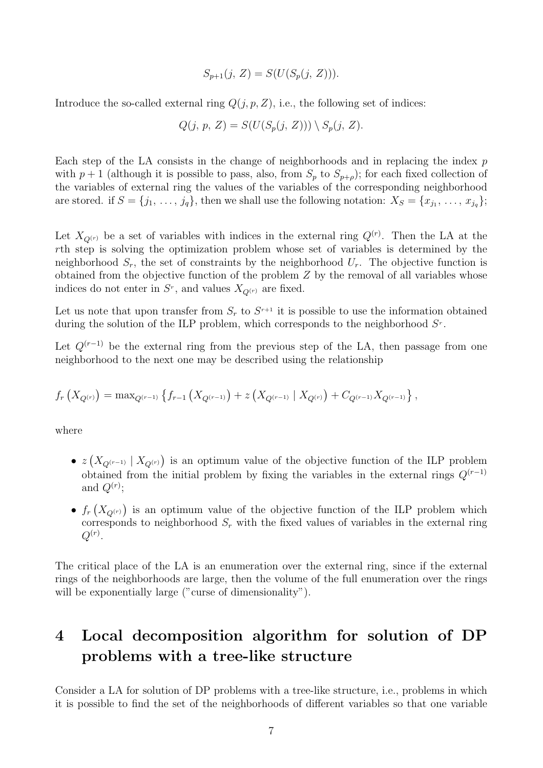$$S_{p+1}(j,\, Z) = S(U(S_p(j,\, Z))).$$

Introduce the so-called external ring $Q(j, p, Z)$, i.e., the following set of indices:

$$Q(j,\, p,\, Z) = S(U(S_p(j,\, Z))) \setminus S_p(j,\, Z).$$

Each step of the LA consists in the change of neighborhoods and in replacing the index $p$ with $p + 1$ (although it is possible to pass, also, from $S_p$ to $S_{p+\rho}$); for each fixed collection of the variables of external ring the values of the variables of the corresponding neighborhood are stored. if $S = \{j_1,\, \ldots,\, j_q\}$, then we shall use the following notation: $X_S = \{x_{j_1},\, \ldots,\, x_{j_q}\}$;

Let $X_{Q^{(r)}}$ be a set of variables with indices in the external ring $Q^{(r)}$. Then the LA at the $r$th step is solving the optimization problem whose set of variables is determined by the neighborhood $S_r$, the set of constraints by the neighborhood $U_r$. The objective function is obtained from the objective function of the problem $Z$ by the removal of all variables whose indices do not enter in $S^r$, and values $X_{Q^{(r)}}$ are fixed.

Let us note that upon transfer from $S_r$ to $S^{r+1}$ it is possible to use the information obtained during the solution of the ILP problem, which corresponds to the neighborhood $S^r$.

Let $Q^{(r-1)}$ be the external ring from the previous step of the LA, then passage from one neighborhood to the next one may be described using the relationship

$$f_r\left(X_{Q^{(r)}}\right) = \max_{Q^{(r-1)}} \left\{ f_{r-1}\left(X_{Q^{(r-1)}}\right) + z\left(X_{Q^{(r-1)}} \mid X_{Q^{(r)}}\right) + C_{Q^{(r-1)}} X_{Q^{(r-1)}} \right\},$$

where

- $z\left(X_{Q^{(r-1)}} \mid X_{Q^{(r)}}\right)$ is an optimum value of the objective function of the ILP problem obtained from the initial problem by fixing the variables in the external rings $Q^{(r-1)}$ and $Q^{(r)}$;
- $f_r\left(X_{Q^{(r)}}\right)$ is an optimum value of the objective function of the ILP problem which corresponds to neighborhood $S_r$ with the fixed values of variables in the external ring $Q^{(r)}$.

The critical place of the LA is an enumeration over the external ring, since if the external rings of the neighborhoods are large, then the volume of the full enumeration over the rings will be exponentially large ("curse of dimensionality").

# 4 Local decomposition algorithm for solution of DP problems with a tree-like structure

Consider a LA for solution of DP problems with a tree-like structure, i.e., problems in which it is possible to find the set of the neighborhoods of different variables so that one variable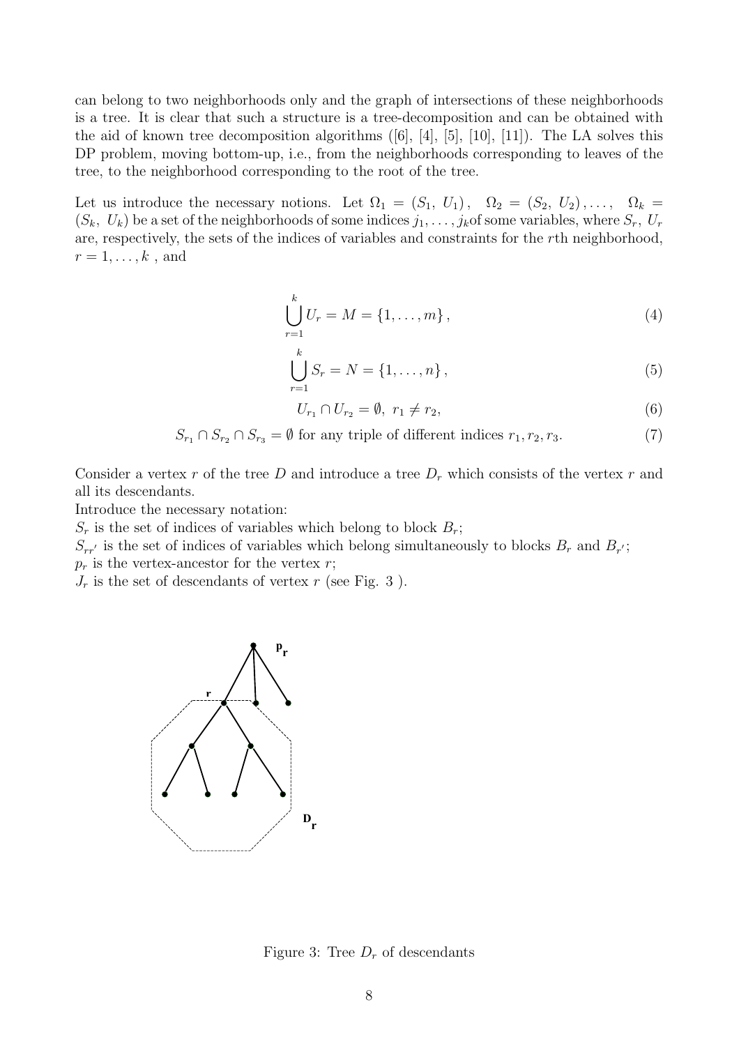can belong to two neighborhoods only and the graph of intersections of these neighborhoods is a tree. It is clear that such a structure is a tree-decomposition and can be obtained with the aid of known tree decomposition algorithms ([6], [4], [5], [10], [11]). The LA solves this DP problem, moving bottom-up, i.e., from the neighborhoods corresponding to leaves of the tree, to the neighborhood corresponding to the root of the tree.

Let us introduce the necessary notions. Let $\Omega_1 = (S_1,\ U_1),\ \ \Omega_2 = (S_2,\ U_2), \ldots,\ \ \Omega_k = (S_k,\ U_k)$ be a set of the neighborhoods of some indices $j_1, \ldots, j_k$of some variables, where $S_r$, $U_r$ are, respectively, the sets of the indices of variables and constraints for the $r$th neighborhood, $r = 1, \ldots, k$ , and

$$\bigcup_{r=1}^{k} U_r = M = \{1, \ldots, m\}, \tag{4}$$

$$\bigcup_{r=1}^{k} S_r = N = \{1, \ldots, n\}, \tag{5}$$

$$U_{r_1} \cap U_{r_2} = \emptyset,\ r_1 \neq r_2, \tag{6}$$

$$S_{r_1} \cap S_{r_2} \cap S_{r_3} = \emptyset \text{ for any triple of different indices } r_1, r_2, r_3. \tag{7}$$

Consider a vertex $r$ of the tree $D$ and introduce a tree $D_r$ which consists of the vertex $r$ and all its descendants.
Introduce the necessary notation:
$S_r$ is the set of indices of variables which belong to block $B_r$;
$S_{rr'}$ is the set of indices of variables which belong simultaneously to blocks $B_r$ and $B_{r'}$;
$p_r$ is the vertex-ancestor for the vertex $r$;
$J_r$ is the set of descendants of vertex $r$ (see Fig. 3 ).

Figure 3: Tree $D_r$ of descendants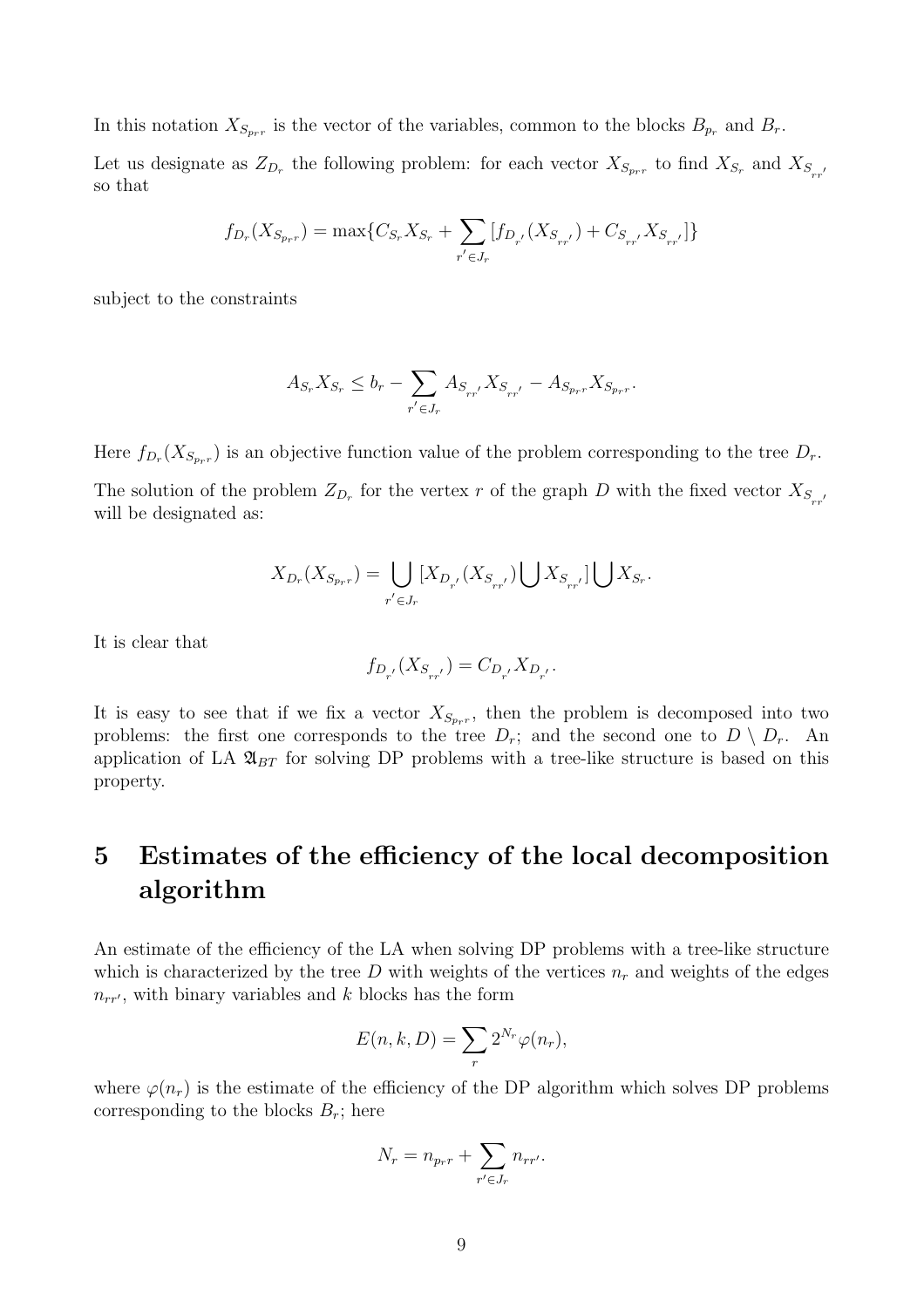In this notation $X_{S_{p_r r}}$ is the vector of the variables, common to the blocks $B_{p_r}$ and $B_r$.

Let us designate as $Z_{D_r}$ the following problem: for each vector $X_{S_{p_r r}}$ to find $X_{S_r}$ and $X_{S_{rr'}}$ so that

$$f_{D_r}(X_{S_{p_r r}}) = \max\{C_{S_r} X_{S_r} + \sum_{r' \in J_r} [f_{D_{r'}}(X_{S_{rr'}}) + C_{S_{rr'}} X_{S_{rr'}}]\}$$

subject to the constraints

$$A_{S_r} X_{S_r} \leq b_r - \sum_{r' \in J_r} A_{S_{rr'}} X_{S_{rr'}} - A_{S_{p_r r}} X_{S_{p_r r}}.$$

Here $f_{D_r}(X_{S_{p_r r}})$ is an objective function value of the problem corresponding to the tree $D_r$.

The solution of the problem $Z_{D_r}$ for the vertex $r$ of the graph $D$ with the fixed vector $X_{S_{rr'}}$ will be designated as:

$$X_{D_r}(X_{S_{p_r r}}) = \bigcup_{r' \in J_r} [X_{D_{r'}}(X_{S_{rr'}}) \bigcup X_{S_{rr'}}] \bigcup X_{S_r}.$$

It is clear that

$$f_{D_{r'}}(X_{S_{rr'}}) = C_{D_{r'}} X_{D_{r'}}.$$

It is easy to see that if we fix a vector $X_{S_{p_r r}}$, then the problem is decomposed into two problems: the first one corresponds to the tree $D_r$; and the second one to $D \setminus D_r$. An application of LA $\mathfrak{A}_{BT}$ for solving DP problems with a tree-like structure is based on this property.

## 5 Estimates of the efficiency of the local decomposition algorithm

An estimate of the efficiency of the LA when solving DP problems with a tree-like structure which is characterized by the tree $D$ with weights of the vertices $n_r$ and weights of the edges $n_{rr'}$, with binary variables and $k$ blocks has the form

$$E(n, k, D) = \sum_r 2^{N_r} \varphi(n_r),$$

where $\varphi(n_r)$ is the estimate of the efficiency of the DP algorithm which solves DP problems corresponding to the blocks $B_r$; here

$$N_r = n_{p_r r} + \sum_{r' \in J_r} n_{rr'}.$$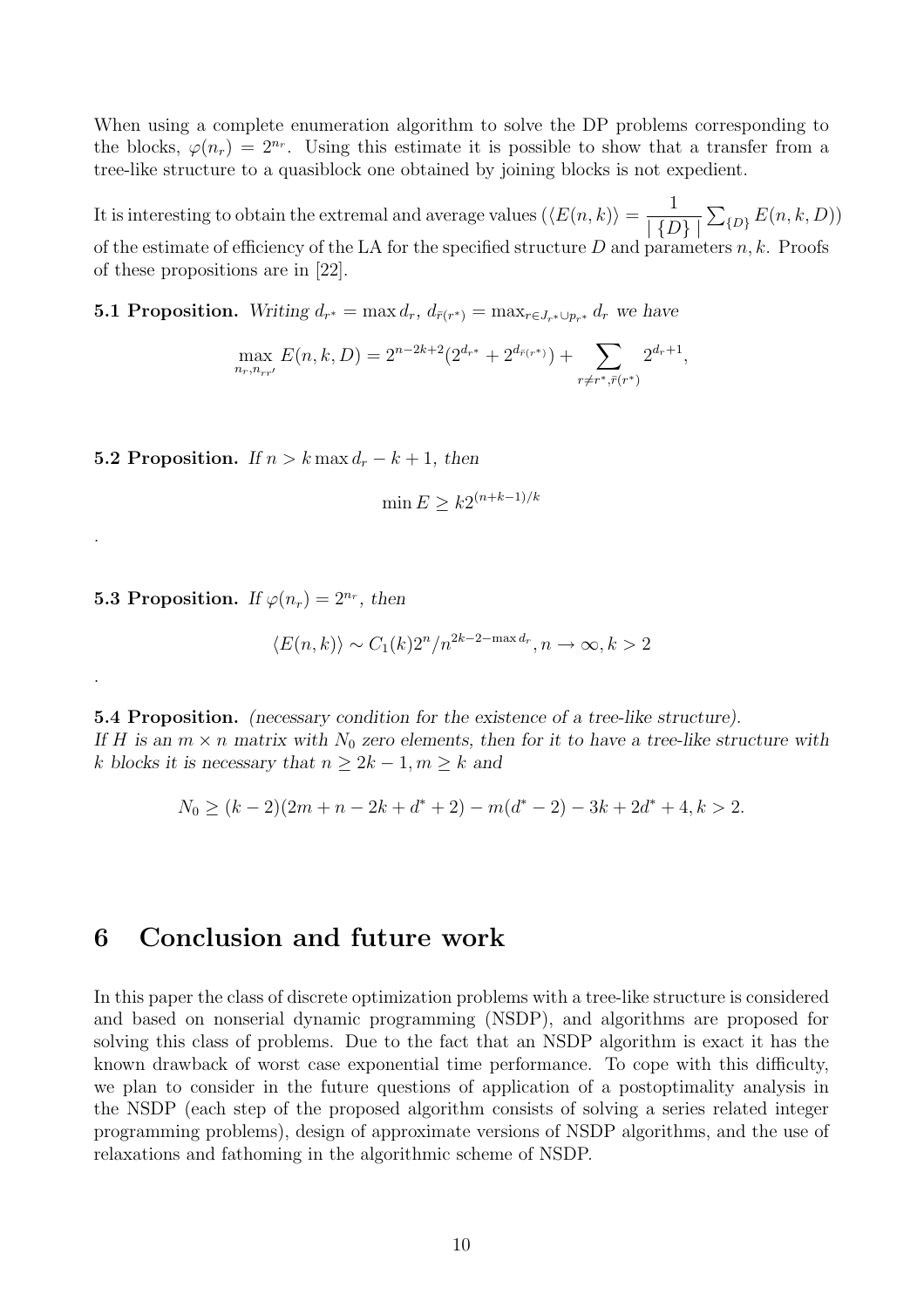When using a complete enumeration algorithm to solve the DP problems corresponding to the blocks, $\varphi(n_r) = 2^{n_r}$. Using this estimate it is possible to show that a transfer from a tree-like structure to a quasiblock one obtained by joining blocks is not expedient.

It is interesting to obtain the extremal and average values ($\langle E(n,k)\rangle = \dfrac{1}{\mid \{D\} \mid} \sum_{\{D\}} E(n,k,D)$) of the estimate of efficiency of the LA for the specified structure $D$ and parameters $n, k$. Proofs of these propositions are in [22].

**5.1 Proposition.** *Writing $d_{r^*} = \max d_r$, $d_{\bar{r}(r^*)} = \max_{r \in J_{r^*} \cup p_{r^*}} d_r$ we have*

$$\max_{n_r, n_{rr'}} E(n,k,D) = 2^{n-2k+2}(2^{d_{r^*}} + 2^{d_{\bar{r}(r^*)}}) + \sum_{r \neq r^*, \bar{r}(r^*)} 2^{d_r+1},$$

**5.2 Proposition.** *If $n > k \max d_r - k + 1$, then*

$$\min E \geq k 2^{(n+k-1)/k}$$

.

**5.3 Proposition.** *If $\varphi(n_r) = 2^{n_r}$, then*

$$\langle E(n,k)\rangle \sim C_1(k) 2^n / n^{2k-2-\max d_r}, n \to \infty, k > 2$$

.

**5.4 Proposition.** *(necessary condition for the existence of a tree-like structure). If $H$ is an $m \times n$ matrix with $N_0$ zero elements, then for it to have a tree-like structure with $k$ blocks it is necessary that $n \geq 2k-1, m \geq k$ and*

$$N_0 \geq (k-2)(2m + n - 2k + d^* + 2) - m(d^* - 2) - 3k + 2d^* + 4, k > 2.$$

## 6 Conclusion and future work

In this paper the class of discrete optimization problems with a tree-like structure is considered and based on nonserial dynamic programming (NSDP), and algorithms are proposed for solving this class of problems. Due to the fact that an NSDP algorithm is exact it has the known drawback of worst case exponential time performance. To cope with this difficulty, we plan to consider in the future questions of application of a postoptimality analysis in the NSDP (each step of the proposed algorithm consists of solving a series related integer programming problems), design of approximate versions of NSDP algorithms, and the use of relaxations and fathoming in the algorithmic scheme of NSDP.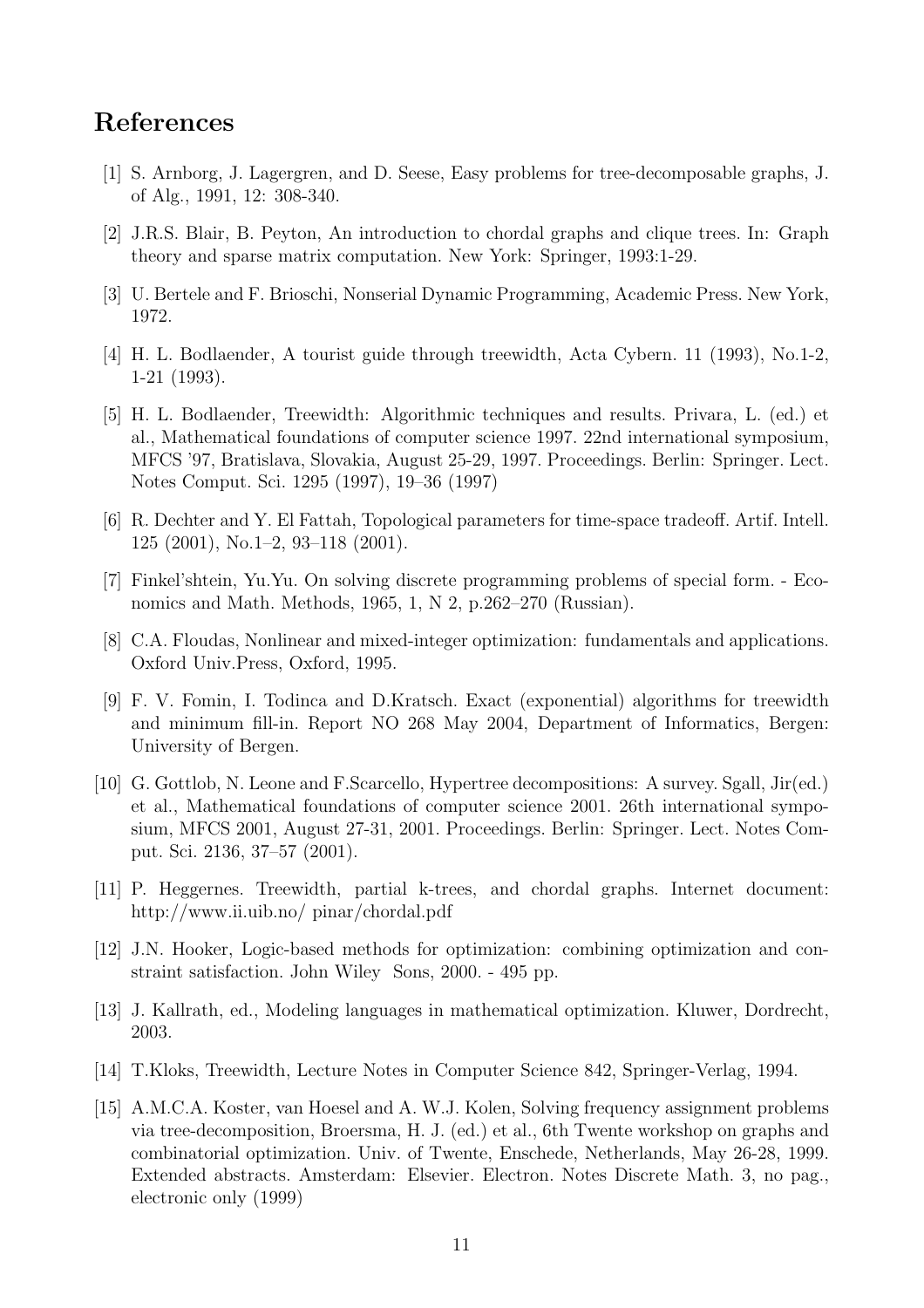## References

[1] S. Arnborg, J. Lagergren, and D. Seese, Easy problems for tree-decomposable graphs, J. of Alg., 1991, 12: 308-340.

[2] J.R.S. Blair, B. Peyton, An introduction to chordal graphs and clique trees. In: Graph theory and sparse matrix computation. New York: Springer, 1993:1-29.

[3] U. Bertele and F. Brioschi, Nonserial Dynamic Programming, Academic Press. New York, 1972.

[4] H. L. Bodlaender, A tourist guide through treewidth, Acta Cybern. 11 (1993), No.1-2, 1-21 (1993).

[5] H. L. Bodlaender, Treewidth: Algorithmic techniques and results. Privara, L. (ed.) et al., Mathematical foundations of computer science 1997. 22nd international symposium, MFCS '97, Bratislava, Slovakia, August 25-29, 1997. Proceedings. Berlin: Springer. Lect. Notes Comput. Sci. 1295 (1997), 19–36 (1997)

[6] R. Dechter and Y. El Fattah, Topological parameters for time-space tradeoff. Artif. Intell. 125 (2001), No.1–2, 93–118 (2001).

[7] Finkel'shtein, Yu.Yu. On solving discrete programming problems of special form. - Economics and Math. Methods, 1965, 1, N 2, p.262–270 (Russian).

[8] C.A. Floudas, Nonlinear and mixed-integer optimization: fundamentals and applications. Oxford Univ.Press, Oxford, 1995.

[9] F. V. Fomin, I. Todinca and D.Kratsch. Exact (exponential) algorithms for treewidth and minimum fill-in. Report NO 268 May 2004, Department of Informatics, Bergen: University of Bergen.

[10] G. Gottlob, N. Leone and F.Scarcello, Hypertree decompositions: A survey. Sgall, Jir(ed.) et al., Mathematical foundations of computer science 2001. 26th international symposium, MFCS 2001, August 27-31, 2001. Proceedings. Berlin: Springer. Lect. Notes Comput. Sci. 2136, 37–57 (2001).

[11] P. Heggernes. Treewidth, partial k-trees, and chordal graphs. Internet document: http://www.ii.uib.no/ pinar/chordal.pdf

[12] J.N. Hooker, Logic-based methods for optimization: combining optimization and constraint satisfaction. John Wiley Sons, 2000. - 495 pp.

[13] J. Kallrath, ed., Modeling languages in mathematical optimization. Kluwer, Dordrecht, 2003.

[14] T.Kloks, Treewidth, Lecture Notes in Computer Science 842, Springer-Verlag, 1994.

[15] A.M.C.A. Koster, van Hoesel and A. W.J. Kolen, Solving frequency assignment problems via tree-decomposition, Broersma, H. J. (ed.) et al., 6th Twente workshop on graphs and combinatorial optimization. Univ. of Twente, Enschede, Netherlands, May 26-28, 1999. Extended abstracts. Amsterdam: Elsevier. Electron. Notes Discrete Math. 3, no pag., electronic only (1999)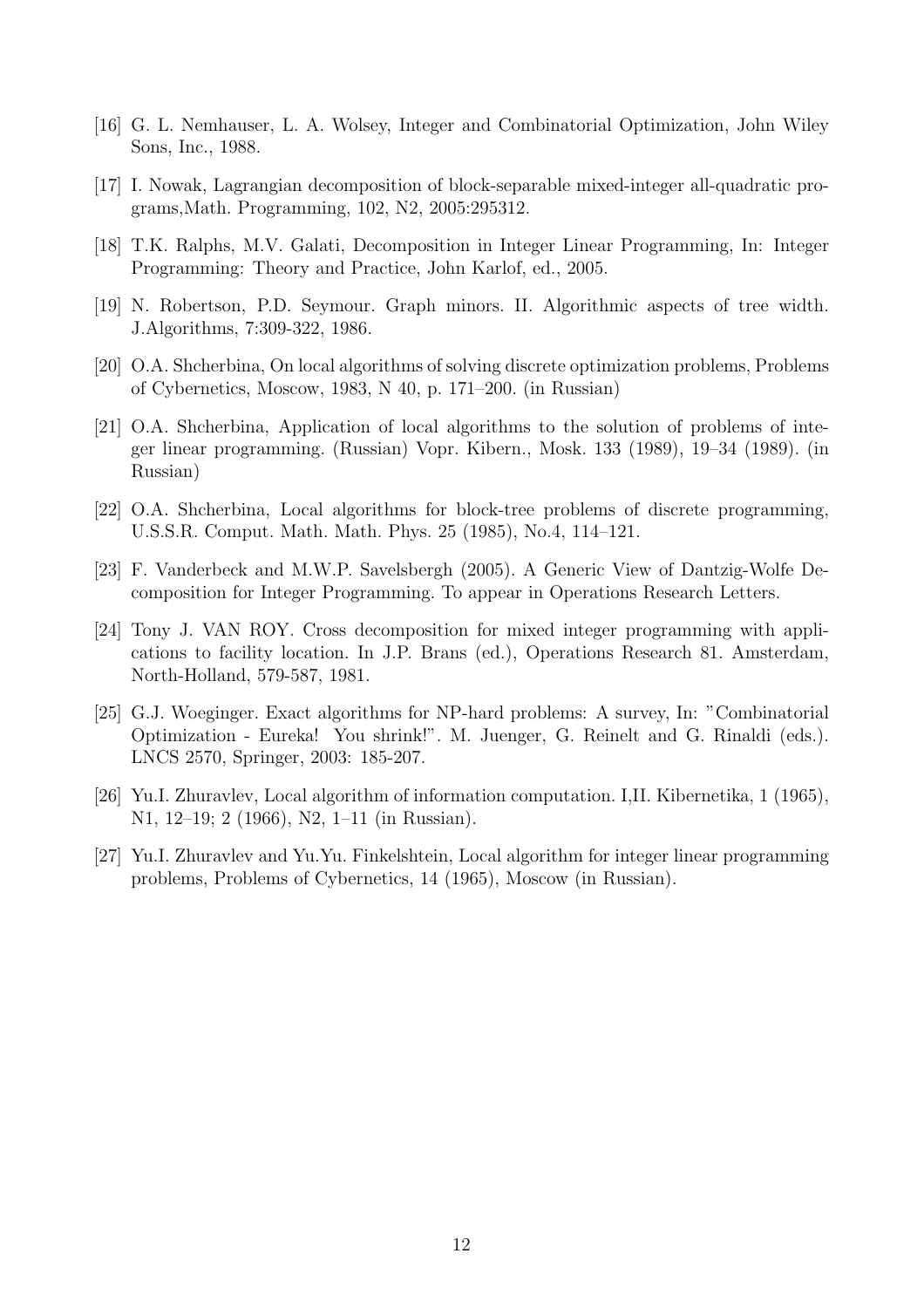[16] G. L. Nemhauser, L. A. Wolsey, Integer and Combinatorial Optimization, John Wiley Sons, Inc., 1988.

[17] I. Nowak, Lagrangian decomposition of block-separable mixed-integer all-quadratic programs,Math. Programming, 102, N2, 2005:295312.

[18] T.K. Ralphs, M.V. Galati, Decomposition in Integer Linear Programming, In: Integer Programming: Theory and Practice, John Karlof, ed., 2005.

[19] N. Robertson, P.D. Seymour. Graph minors. II. Algorithmic aspects of tree width. J.Algorithms, 7:309-322, 1986.

[20] O.A. Shcherbina, On local algorithms of solving discrete optimization problems, Problems of Cybernetics, Moscow, 1983, N 40, p. 171–200. (in Russian)

[21] O.A. Shcherbina, Application of local algorithms to the solution of problems of integer linear programming. (Russian) Vopr. Kibern., Mosk. 133 (1989), 19–34 (1989). (in Russian)

[22] O.A. Shcherbina, Local algorithms for block-tree problems of discrete programming, U.S.S.R. Comput. Math. Math. Phys. 25 (1985), No.4, 114–121.

[23] F. Vanderbeck and M.W.P. Savelsbergh (2005). A Generic View of Dantzig-Wolfe Decomposition for Integer Programming. To appear in Operations Research Letters.

[24] Tony J. VAN ROY. Cross decomposition for mixed integer programming with applications to facility location. In J.P. Brans (ed.), Operations Research 81. Amsterdam, North-Holland, 579-587, 1981.

[25] G.J. Woeginger. Exact algorithms for NP-hard problems: A survey, In: "Combinatorial Optimization - Eureka! You shrink!". M. Juenger, G. Reinelt and G. Rinaldi (eds.). LNCS 2570, Springer, 2003: 185-207.

[26] Yu.I. Zhuravlev, Local algorithm of information computation. I,II. Kibernetika, 1 (1965), N1, 12–19; 2 (1966), N2, 1–11 (in Russian).

[27] Yu.I. Zhuravlev and Yu.Yu. Finkelshtein, Local algorithm for integer linear programming problems, Problems of Cybernetics, 14 (1965), Moscow (in Russian).